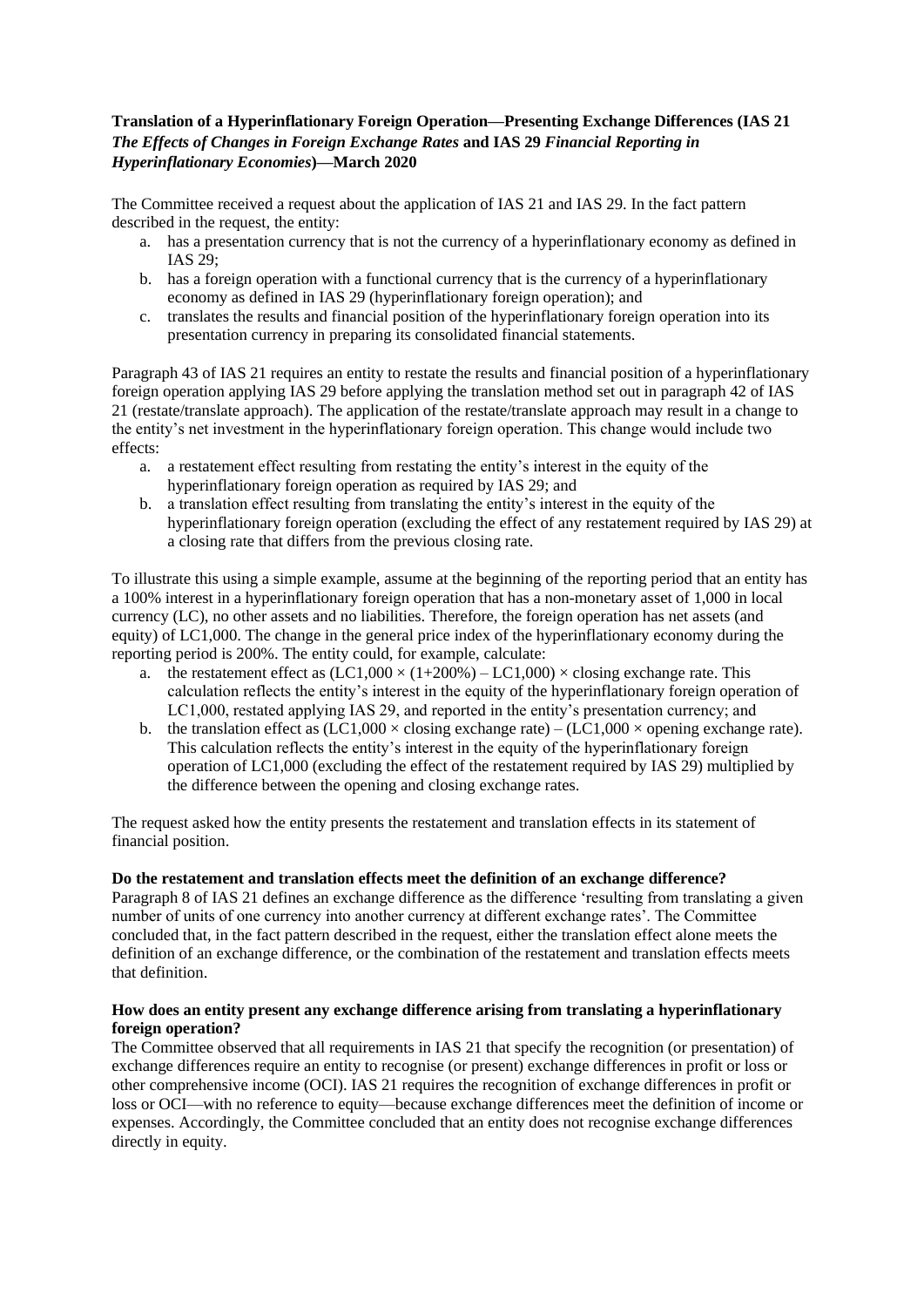**Translation of a Hyperinflationary Foreign Operation—Presenting Exchange Differences (IAS 21 *The Effects of Changes in Foreign Exchange Rates* and IAS 29 *Financial Reporting in Hyperinflationary Economies*)—March 2020**

The Committee received a request about the application of IAS 21 and IAS 29. In the fact pattern described in the request, the entity:

a. has a presentation currency that is not the currency of a hyperinflationary economy as defined in IAS 29;
b. has a foreign operation with a functional currency that is the currency of a hyperinflationary economy as defined in IAS 29 (hyperinflationary foreign operation); and
c. translates the results and financial position of the hyperinflationary foreign operation into its presentation currency in preparing its consolidated financial statements.

Paragraph 43 of IAS 21 requires an entity to restate the results and financial position of a hyperinflationary foreign operation applying IAS 29 before applying the translation method set out in paragraph 42 of IAS 21 (restate/translate approach). The application of the restate/translate approach may result in a change to the entity's net investment in the hyperinflationary foreign operation. This change would include two effects:

a. a restatement effect resulting from restating the entity's interest in the equity of the hyperinflationary foreign operation as required by IAS 29; and
b. a translation effect resulting from translating the entity's interest in the equity of the hyperinflationary foreign operation (excluding the effect of any restatement required by IAS 29) at a closing rate that differs from the previous closing rate.

To illustrate this using a simple example, assume at the beginning of the reporting period that an entity has a 100% interest in a hyperinflationary foreign operation that has a non-monetary asset of 1,000 in local currency (LC), no other assets and no liabilities. Therefore, the foreign operation has net assets (and equity) of LC1,000. The change in the general price index of the hyperinflationary economy during the reporting period is 200%. The entity could, for example, calculate:

a. the restatement effect as (LC1,000 × (1+200%) – LC1,000) × closing exchange rate. This calculation reflects the entity's interest in the equity of the hyperinflationary foreign operation of LC1,000, restated applying IAS 29, and reported in the entity's presentation currency; and
b. the translation effect as (LC1,000 × closing exchange rate) – (LC1,000 × opening exchange rate). This calculation reflects the entity's interest in the equity of the hyperinflationary foreign operation of LC1,000 (excluding the effect of the restatement required by IAS 29) multiplied by the difference between the opening and closing exchange rates.

The request asked how the entity presents the restatement and translation effects in its statement of financial position.

**Do the restatement and translation effects meet the definition of an exchange difference?**

Paragraph 8 of IAS 21 defines an exchange difference as the difference 'resulting from translating a given number of units of one currency into another currency at different exchange rates'. The Committee concluded that, in the fact pattern described in the request, either the translation effect alone meets the definition of an exchange difference, or the combination of the restatement and translation effects meets that definition.

**How does an entity present any exchange difference arising from translating a hyperinflationary foreign operation?**

The Committee observed that all requirements in IAS 21 that specify the recognition (or presentation) of exchange differences require an entity to recognise (or present) exchange differences in profit or loss or other comprehensive income (OCI). IAS 21 requires the recognition of exchange differences in profit or loss or OCI—with no reference to equity—because exchange differences meet the definition of income or expenses. Accordingly, the Committee concluded that an entity does not recognise exchange differences directly in equity.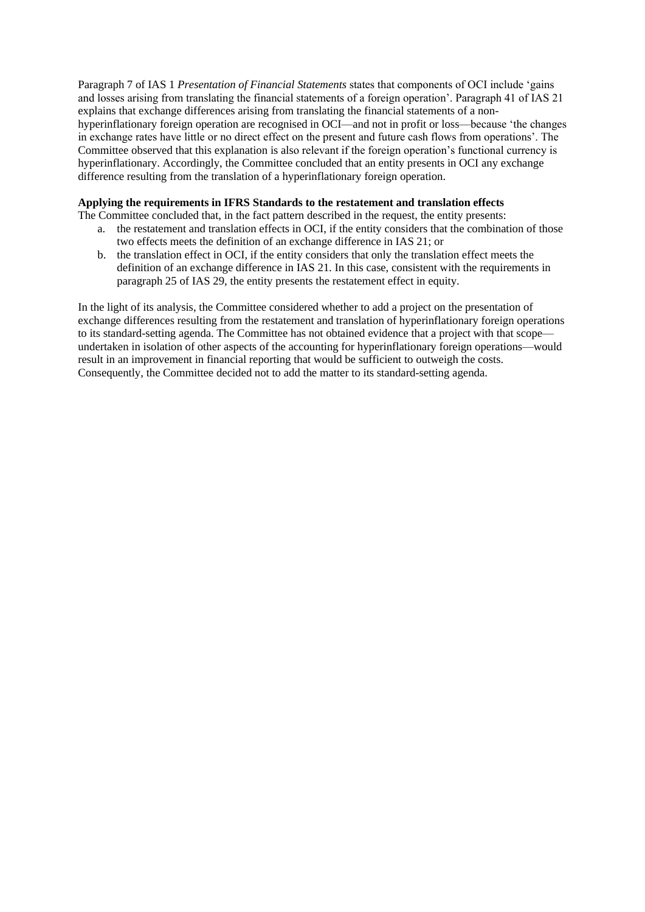Paragraph 7 of IAS 1 *Presentation of Financial Statements* states that components of OCI include 'gains and losses arising from translating the financial statements of a foreign operation'. Paragraph 41 of IAS 21 explains that exchange differences arising from translating the financial statements of a non-hyperinflationary foreign operation are recognised in OCI—and not in profit or loss—because 'the changes in exchange rates have little or no direct effect on the present and future cash flows from operations'. The Committee observed that this explanation is also relevant if the foreign operation's functional currency is hyperinflationary. Accordingly, the Committee concluded that an entity presents in OCI any exchange difference resulting from the translation of a hyperinflationary foreign operation.

**Applying the requirements in IFRS Standards to the restatement and translation effects**

The Committee concluded that, in the fact pattern described in the request, the entity presents:

a. the restatement and translation effects in OCI, if the entity considers that the combination of those two effects meets the definition of an exchange difference in IAS 21; or
b. the translation effect in OCI, if the entity considers that only the translation effect meets the definition of an exchange difference in IAS 21. In this case, consistent with the requirements in paragraph 25 of IAS 29, the entity presents the restatement effect in equity.

In the light of its analysis, the Committee considered whether to add a project on the presentation of exchange differences resulting from the restatement and translation of hyperinflationary foreign operations to its standard-setting agenda. The Committee has not obtained evidence that a project with that scope—undertaken in isolation of other aspects of the accounting for hyperinflationary foreign operations—would result in an improvement in financial reporting that would be sufficient to outweigh the costs. Consequently, the Committee decided not to add the matter to its standard-setting agenda.